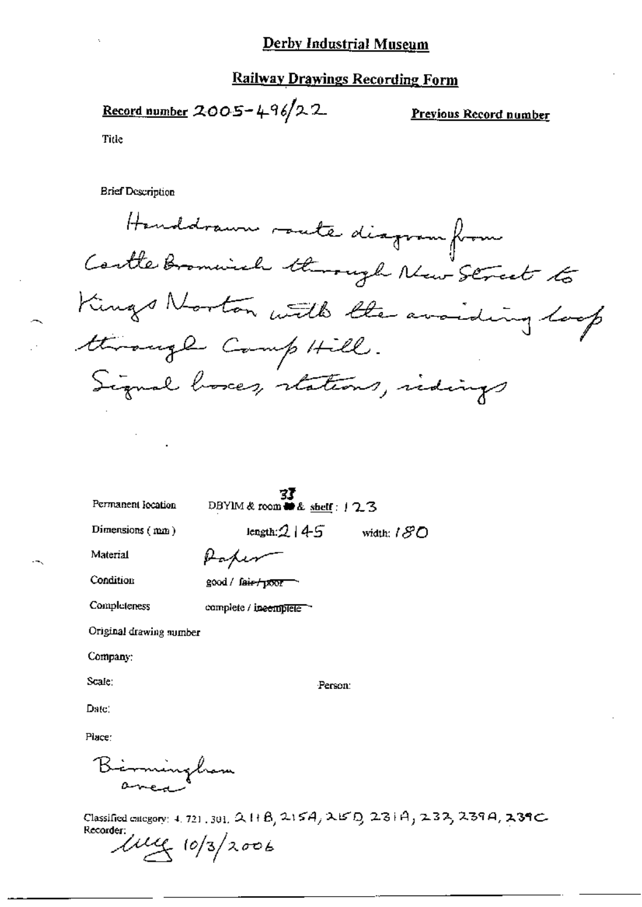# Derby Industrial Museum

## Railway Drawings Recording Form

**Record number** 2005-496/22

**Previous Record number**

Title

Brief Description

Handdrawn route diagram from Castle Bromwich through New Street to Kings Norton with the avoiding loop through Camp Hill.
Signal boxes, stations, sidings

Permanent location DBYIM & room 33 & shelf : 123

Dimensions ( mm ) length: 2145 width: 180

Material Paper

Condition good / ~~fair / poor~~

Completeness complete / ~~incomplete~~

Original drawing number

Company:

Scale: Person:

Date:

Place:

Birmingham area

Classified category: 4. 721. 301. 211B, 215A, 215D, 231A, 232, 239A, 239C

Recorder: 
meg 10/3/2006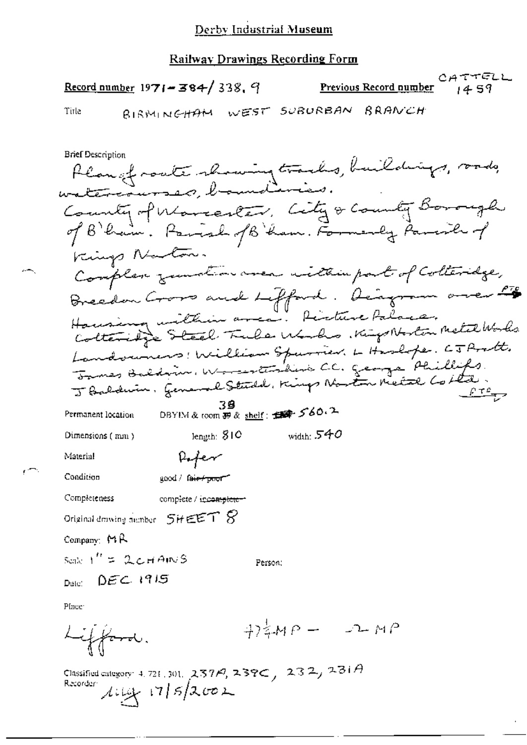Derby Industrial Museum

## Railway Drawings Recording Form

**Record number** 1971-384/338.9 **Previous Record number** CATTELL 1459

Title BIRMINGHAM WEST SUBURBAN BRANCH

Brief Description

Plan of route showing tracks, buildings, roads, watercourses, boundaries.
County of Worcester. City & County Borough of B'ham. Parish of B'ham. Formerly Parish of Kings Norton.
Complex junction area within part of Cotteridge, Breedon Cross and Lifford. Diagram over PTO
Housing within area. Picture Palace. Cotteridge Steel Tube Works. Kings Norton Metal Works
Landowners: William Spurrier. L Haslope. CJ Pratt. James Baldwin. Worcestershire CC. George Phillips. J Baldwin. General Stedd. Kings Norton Metal Co Ltd. PTO

Permanent location DBYIM & room ~~39~~ 38 & shelf: ~~###~~ 560.2

Dimensions (mm) length: 810 width: 540

Material Paper

Condition good / ~~fair / poor~~

Completeness complete / ~~incomplete~~

Original drawing number SHEET 8

Company: MR

Scale: 1" = 2 CHAINS Person:

Date: DEC 1915

Place:

Lifford. $47\frac{1}{4}$ MP – 2 MP

Classified category: 4. 721. 301. 237A, 239C, 232, 231A

Recorder: Lily 17/5/2002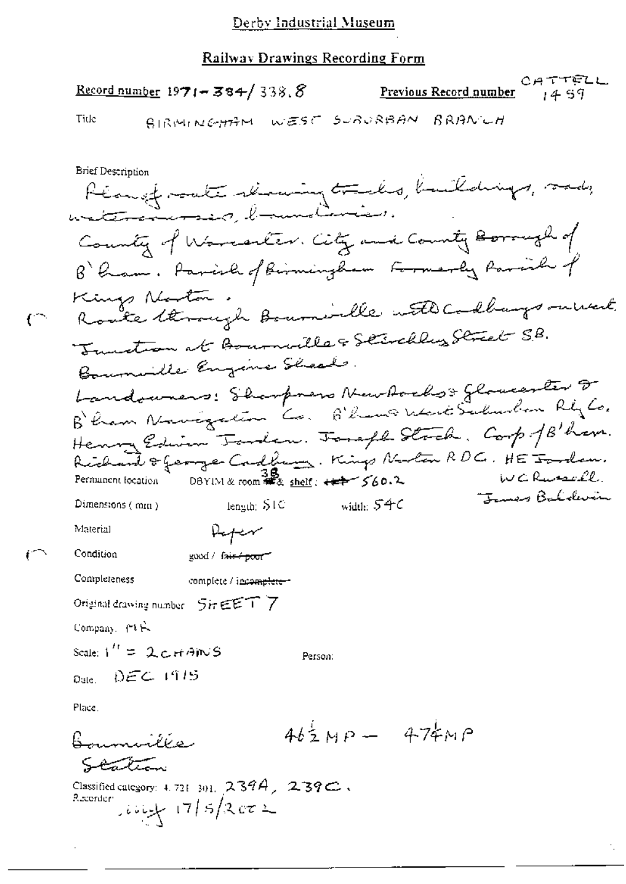Derby Industrial Museum

## Railway Drawings Recording Form

**Record number** 1971-384/338.8 **Previous Record number** CATTELL 1459

Title BIRMINGHAM WEST SUBURBAN BRANCH

Brief Description

Plan of route showing tracks, buildings, roads, watercourses, boundaries.

County of Worcester. City and County Borough of B'ham. Parish of Birmingham Formerly Parish of Kings Norton.

Route through Bournville with Cadburys on west. Junction at Bournville & Stirchley Street SB.

Bournville Engine Sheds.

Landowners: Sharpness New Docks & Gloucester & B'ham Navigation Co. B'ham & West Suburban Rly Co. Henry Edwin Jordan. Joseph Stock. Corp of B'ham. Richard & George Cadbury. Kings Norton RDC. HE Jordan. WC Russell. James Baldwin

Permanent location DBYIM & room ~~##~~ 38 & shelf: ~~##~~ 560.2

Dimensions (mm) length: 510 width: 540

Material Paper

Condition good / ~~fair / poor~~

Completeness complete / ~~incomplete~~

Original drawing number SHEET 7

Company: MR

Scale: 1" = 2 CHAINS

Person:

Date: DEC 1915

Place.

Bournville Station

46½ MP — 47¼ MP

Classified category: 4.721.301. 239A, 239C.

Recorder: 17/5/2002